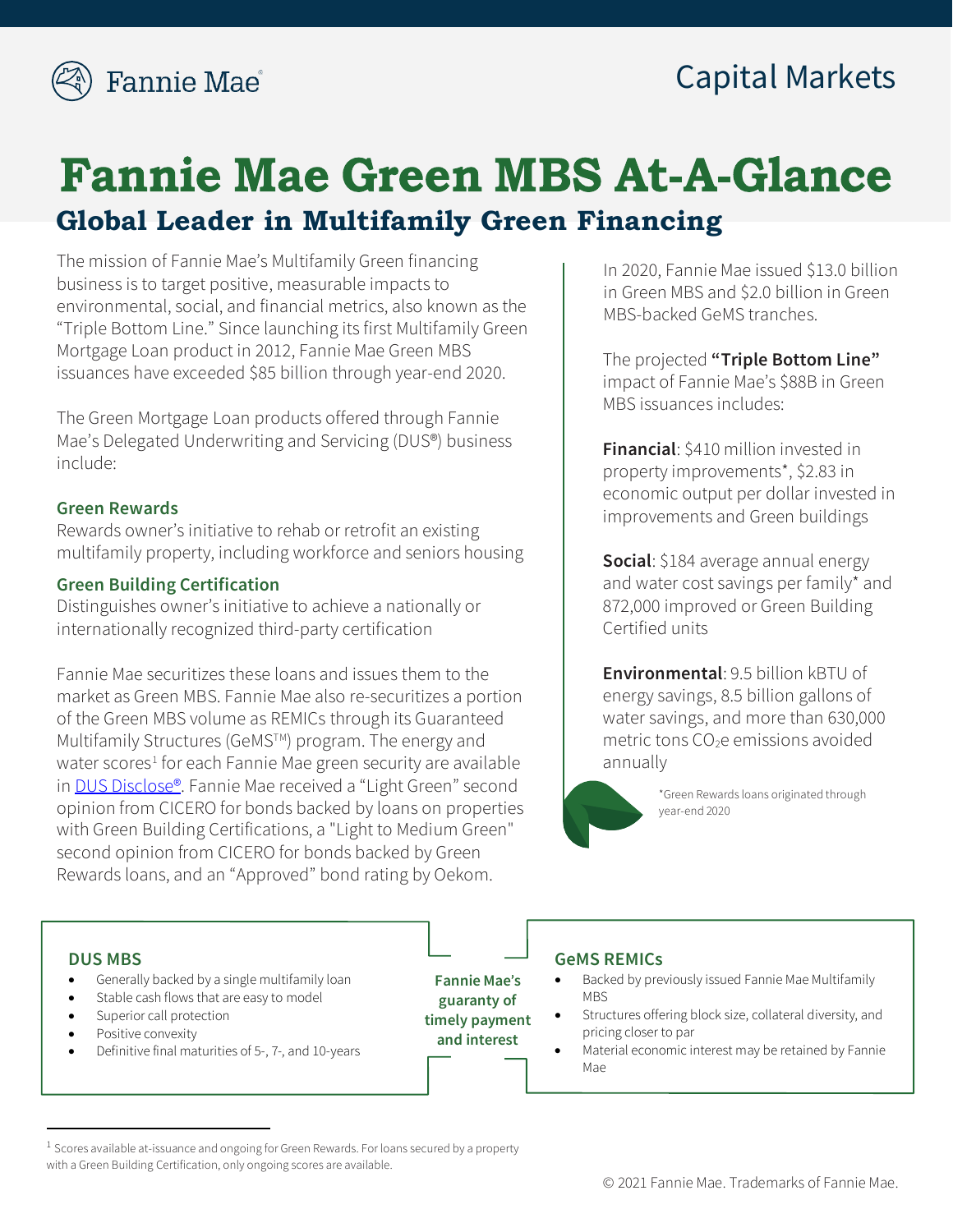# Fannie Mae Green MBS At-A-Glance

## Global Leader in Multifamily Green Financing

The mission of Fannie Mae's Multifamily Green financing business is to target positive, measurable impacts to environmental, social, and financial metrics, also known as the "Triple Bottom Line." Since launching its first Multifamily Green Mortgage Loan product in 2012, Fannie Mae Green MBS issuances have exceeded $85 billion through year-end 2020.

The Green Mortgage Loan products offered through Fannie Mae's Delegated Underwriting and Servicing (DUS®) business include:

### Green Rewards

Rewards owner's initiative to rehab or retrofit an existing multifamily property, including workforce and seniors housing

### Green Building Certification

Distinguishes owner's initiative to achieve a nationally or internationally recognized third-party certification

Fannie Mae securitizes these loans and issues them to the market as Green MBS. Fannie Mae also re-securitizes a portion of the Green MBS volume as REMICs through its Guaranteed Multifamily Structures (GeMS™) program. The energy and water scores[1] for each Fannie Mae green security are available in DUS Disclose®. Fannie Mae received a "Light Green" second opinion from CICERO for bonds backed by loans on properties with Green Building Certifications, a "Light to Medium Green" second opinion from CICERO for bonds backed by Green Rewards loans, and an "Approved" bond rating by Oekom.

In 2020, Fannie Mae issued $13.0 billion in Green MBS and $2.0 billion in Green MBS-backed GeMS tranches.

The projected **"Triple Bottom Line"** impact of Fannie Mae's $88B in Green MBS issuances includes:

**Financial**: $410 million invested in property improvements*, $2.83 in economic output per dollar invested in improvements and Green buildings

**Social**: $184 average annual energy and water cost savings per family* and 872,000 improved or Green Building Certified units

**Environmental**: 9.5 billion kBTU of energy savings, 8.5 billion gallons of water savings, and more than 630,000 metric tons $CO_2e$ emissions avoided annually

*Green Rewards loans originated through year-end 2020

### DUS MBS

- Generally backed by a single multifamily loan
- Stable cash flows that are easy to model
- Superior call protection
- Positive convexity
- Definitive final maturities of 5-, 7-, and 10-years

**Fannie Mae's guaranty of timely payment and interest**

### GeMS REMICs

- Backed by previously issued Fannie Mae Multifamily MBS
- Structures offering block size, collateral diversity, and pricing closer to par
- Material economic interest may be retained by Fannie Mae

[1] Scores available at-issuance and ongoing for Green Rewards. For loans secured by a property with a Green Building Certification, only ongoing scores are available.

© 2021 Fannie Mae. Trademarks of Fannie Mae.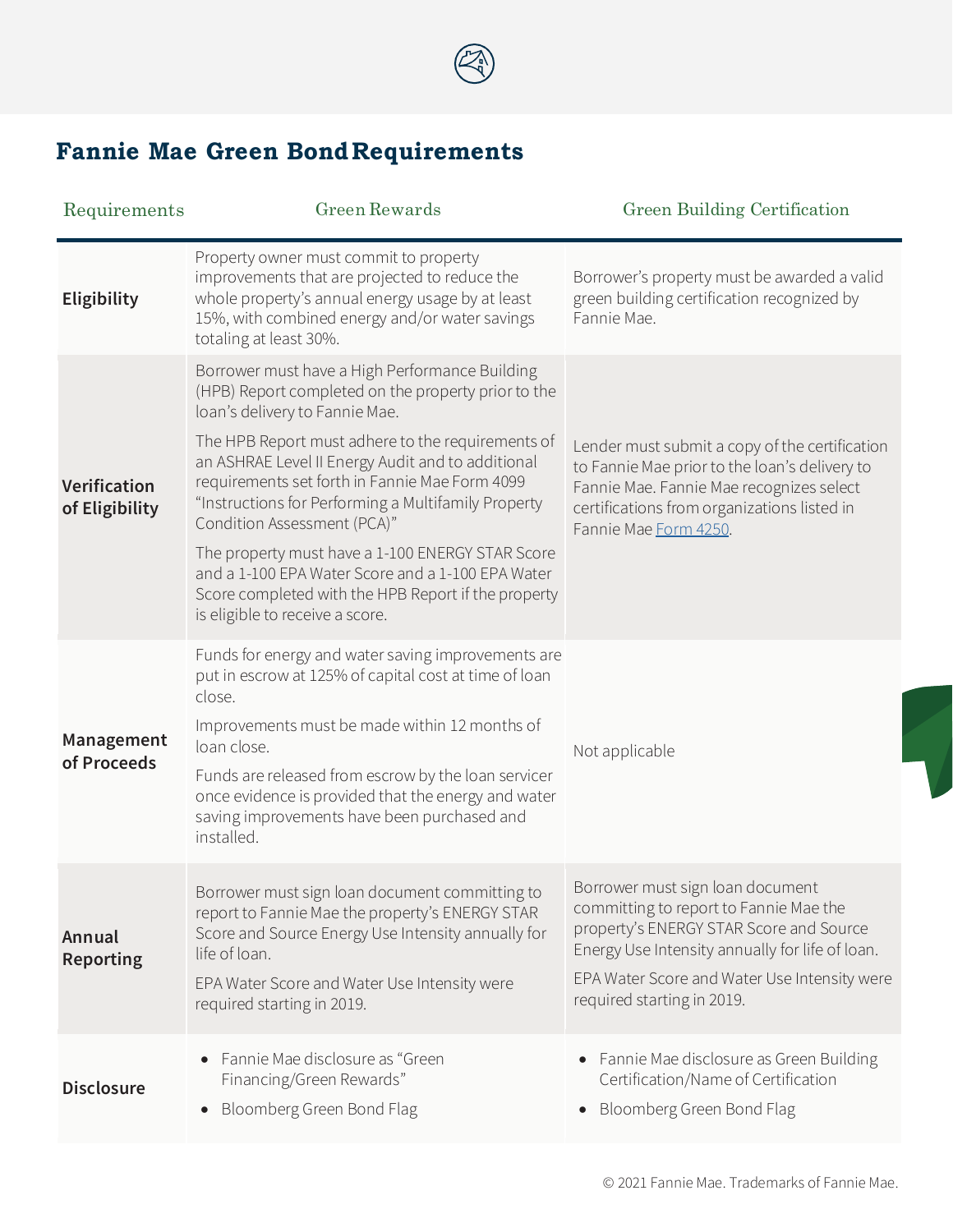# Fannie Mae Green Bond Requirements

| Requirements | Green Rewards | Green Building Certification |
|---|---|---|
| **Eligibility** | Property owner must commit to property improvements that are projected to reduce the whole property's annual energy usage by at least 15%, with combined energy and/or water savings totaling at least 30%. | Borrower's property must be awarded a valid green building certification recognized by Fannie Mae. |
| **Verification of Eligibility** | Borrower must have a High Performance Building (HPB) Report completed on the property prior to the loan's delivery to Fannie Mae.<br><br>The HPB Report must adhere to the requirements of an ASHRAE Level II Energy Audit and to additional requirements set forth in Fannie Mae Form 4099 "Instructions for Performing a Multifamily Property Condition Assessment (PCA)"<br><br>The property must have a 1-100 ENERGY STAR Score and a 1-100 EPA Water Score and a 1-100 EPA Water Score completed with the HPB Report if the property is eligible to receive a score. | Lender must submit a copy of the certification to Fannie Mae prior to the loan's delivery to Fannie Mae. Fannie Mae recognizes select certifications from organizations listed in Fannie Mae Form 4250. |
| **Management of Proceeds** | Funds for energy and water saving improvements are put in escrow at 125% of capital cost at time of loan close.<br><br>Improvements must be made within 12 months of loan close.<br><br>Funds are released from escrow by the loan servicer once evidence is provided that the energy and water saving improvements have been purchased and installed. | Not applicable |
| **Annual Reporting** | Borrower must sign loan document committing to report to Fannie Mae the property's ENERGY STAR Score and Source Energy Use Intensity annually for life of loan.<br><br>EPA Water Score and Water Use Intensity were required starting in 2019. | Borrower must sign loan document committing to report to Fannie Mae the property's ENERGY STAR Score and Source Energy Use Intensity annually for life of loan.<br><br>EPA Water Score and Water Use Intensity were required starting in 2019. |
| **Disclosure** | • Fannie Mae disclosure as "Green Financing/Green Rewards"<br>• Bloomberg Green Bond Flag | • Fannie Mae disclosure as Green Building Certification/Name of Certification<br>• Bloomberg Green Bond Flag |

© 2021 Fannie Mae. Trademarks of Fannie Mae.